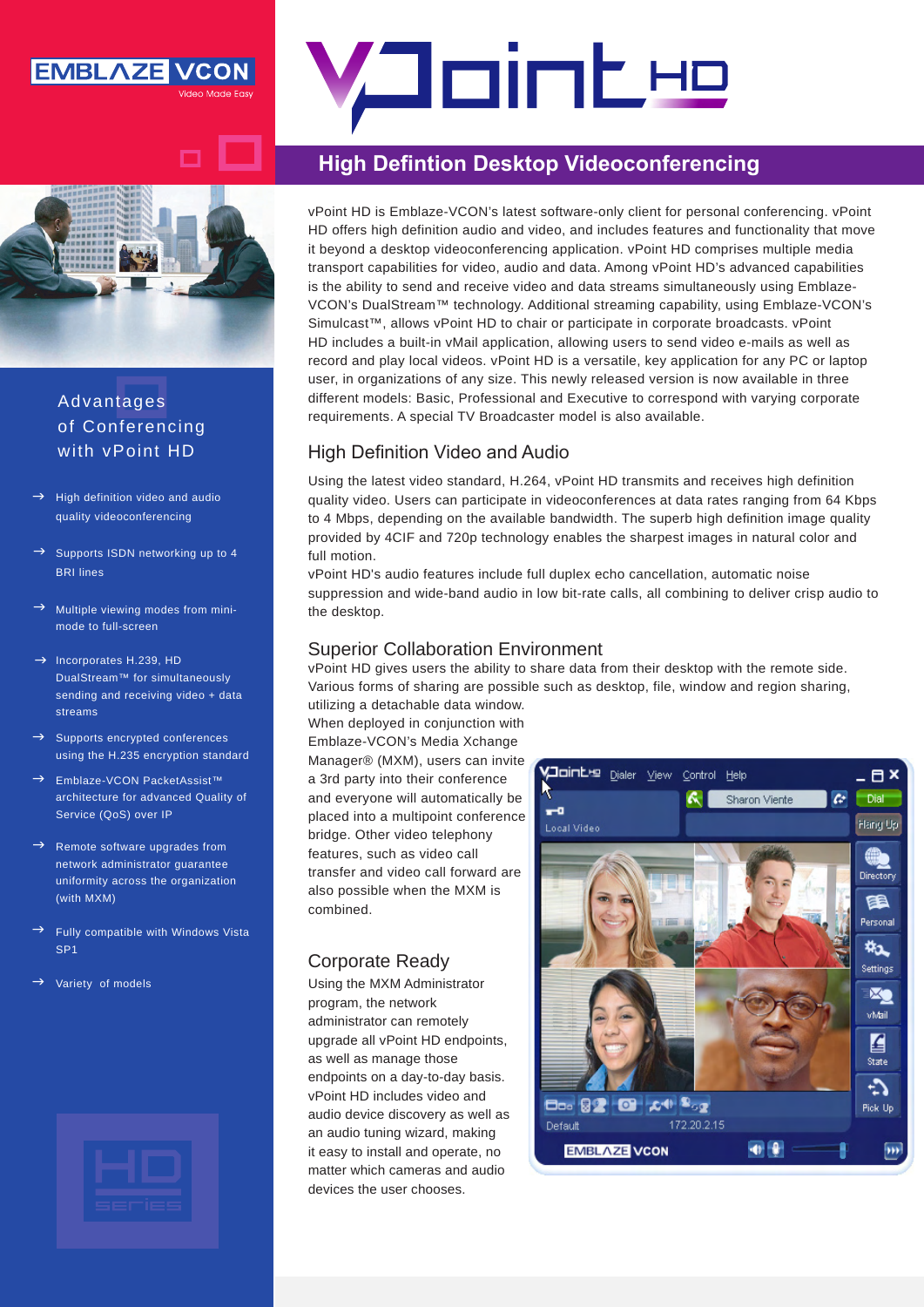EMBLAZE VCON
Video Made Easy

# vPoint HD

## High Defintion Desktop Videoconferencing

vPoint HD is Emblaze-VCON's latest software-only client for personal conferencing. vPoint HD offers high definition audio and video, and includes features and functionality that move it beyond a desktop videoconferencing application. vPoint HD comprises multiple media transport capabilities for video, audio and data. Among vPoint HD's advanced capabilities is the ability to send and receive video and data streams simultaneously using Emblaze-VCON's DualStream™ technology. Additional streaming capability, using Emblaze-VCON's Simulcast™, allows vPoint HD to chair or participate in corporate broadcasts. vPoint HD includes a built-in vMail application, allowing users to send video e-mails as well as record and play local videos. vPoint HD is a versatile, key application for any PC or laptop user, in organizations of any size. This newly released version is now available in three different models: Basic, Professional and Executive to correspond with varying corporate requirements. A special TV Broadcaster model is also available.

### High Definition Video and Audio

Using the latest video standard, H.264, vPoint HD transmits and receives high definition quality video. Users can participate in videoconferences at data rates ranging from 64 Kbps to 4 Mbps, depending on the available bandwidth. The superb high definition image quality provided by 4CIF and 720p technology enables the sharpest images in natural color and full motion.
vPoint HD's audio features include full duplex echo cancellation, automatic noise suppression and wide-band audio in low bit-rate calls, all combining to deliver crisp audio to the desktop.

### Superior Collaboration Environment

vPoint HD gives users the ability to share data from their desktop with the remote side. Various forms of sharing are possible such as desktop, file, window and region sharing, utilizing a detachable data window.
When deployed in conjunction with Emblaze-VCON's Media Xchange Manager® (MXM), users can invite a 3rd party into their conference and everyone will automatically be placed into a multipoint conference bridge. Other video telephony features, such as video call transfer and video call forward are also possible when the MXM is combined.

### Corporate Ready

Using the MXM Administrator program, the network administrator can remotely upgrade all vPoint HD endpoints, as well as manage those endpoints on a day-to-day basis. vPoint HD includes video and audio device discovery as well as an audio tuning wizard, making it easy to install and operate, no matter which cameras and audio devices the user chooses.

## Advantages of Conferencing with vPoint HD

- High definition video and audio quality videoconferencing
- Supports ISDN networking up to 4 BRI lines
- Multiple viewing modes from mini-mode to full-screen
- Incorporates H.239, HD DualStream™ for simultaneously sending and receiving video + data streams
- Supports encrypted conferences using the H.235 encryption standard
- Emblaze-VCON PacketAssist™ architecture for advanced Quality of Service (QoS) over IP
- Remote software upgrades from network administrator guarantee uniformity across the organization (with MXM)
- Fully compatible with Windows Vista SP1
- Variety of models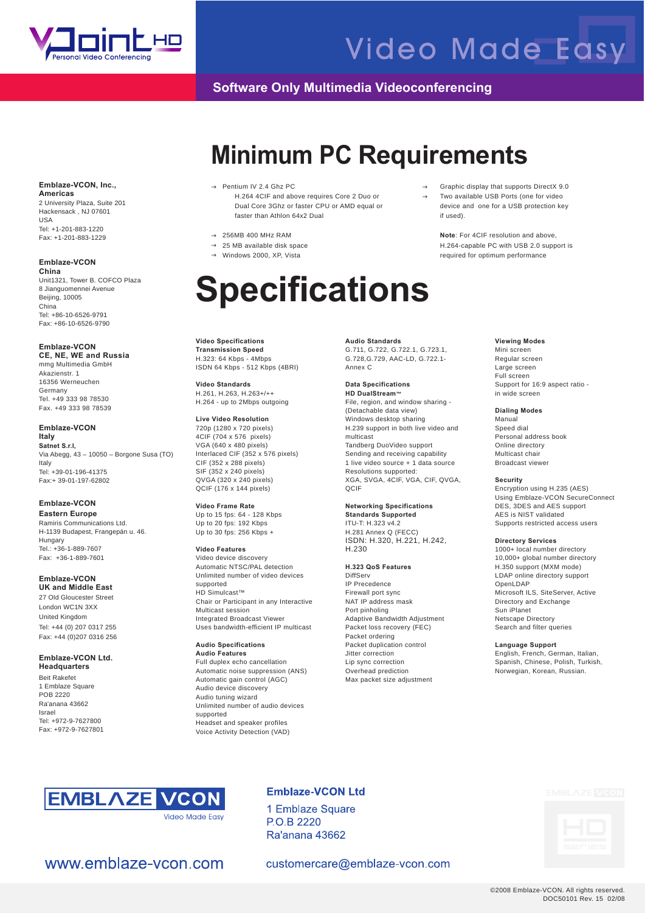VJoint HD
Personal Video Conferencing

Video Made Easy

**Software Only Multimedia Videoconferencing**

# Minimum PC Requirements

- Pentium IV 2.4 Ghz PC
  H.264 4CIF and above requires Core 2 Duo or Dual Core 3Ghz or faster CPU or AMD equal or faster than Athlon 64x2 Dual
- 256MB 400 MHz RAM
- 25 MB available disk space
- Windows 2000, XP, Vista
- Graphic display that supports DirectX 9.0
- Two available USB Ports (one for video device and one for a USB protection key if used).

**Note**: For 4CIF resolution and above, H.264-capable PC with USB 2.0 support is required for optimum performance

# Specifications

**Video Specifications**
**Transmission Speed**
H.323: 64 Kbps - 4Mbps
ISDN 64 Kbps - 512 Kbps (4BRI)

**Video Standards**
H.261, H.263, H.263+/++
H.264 - up to 2Mbps outgoing

**Live Video Resolution**
720p (1280 x 720 pixels)
4CIF (704 x 576 pixels)
VGA (640 x 480 pixels)
Interlaced CIF (352 x 576 pixels)
CIF (352 x 288 pixels)
SIF (352 x 240 pixels)
QVGA (320 x 240 pixels)
QCIF (176 x 144 pixels)

**Video Frame Rate**
Up to 15 fps: 64 - 128 Kbps
Up to 20 fps: 192 Kbps
Up to 30 fps: 256 Kbps +

**Video Features**
Video device discovery
Automatic NTSC/PAL detection
Unlimited number of video devices supported
HD Simulcast™
Chair or Participant in any Interactive Multicast session
Integrated Broadcast Viewer
Uses bandwidth-efficient IP multicast

**Audio Specifications**
**Audio Features**
Full duplex echo cancellation
Automatic noise suppression (ANS)
Automatic gain control (AGC)
Audio device discovery
Audio tuning wizard
Unlimited number of audio devices supported
Headset and speaker profiles
Voice Activity Detection (VAD)

**Audio Standards**
G.711, G.722, G.722.1, G.723.1, G.728,G.729, AAC-LD, G.722.1-Annex C

**Data Specifications**
**HD DualStream™**
File, region, and window sharing - (Detachable data view)
Windows desktop sharing
H.239 support in both live video and multicast
Tandberg DuoVideo support
Sending and receiving capability
1 live video source + 1 data source
Resolutions supported:
XGA, SVGA, 4CIF, VGA, CIF, QVGA, QCIF

**Networking Specifications**
**Standards Supported**
ITU-T: H.323 v4.2
H.281 Annex Q (FECC)
ISDN: H.320, H.221, H.242, H.230

**H.323 QoS Features**
DiffServ
IP Precedence
Firewall port sync
NAT IP address mask
Port pinholing
Adaptive Bandwidth Adjustment
Packet loss recovery (FEC)
Packet ordering
Packet duplication control
Jitter correction
Lip sync correction
Overhead prediction
Max packet size adjustment

**Viewing Modes**
Mini screen
Regular screen
Large screen
Full screen
Support for 16:9 aspect ratio - in wide screen

**Dialing Modes**
Manual
Speed dial
Personal address book
Online directory
Multicast chair
Broadcast viewer

**Security**
Encryption using H.235 (AES)
Using Emblaze-VCON SecureConnect
DES, 3DES and AES support
AES is NIST validated
Supports restricted access users

**Directory Services**
1000+ local number directory
10,000+ global number directory
H.350 support (MXM mode)
LDAP online directory support
OpenLDAP
Microsoft ILS, SiteServer, Active Directory and Exchange
Sun iPlanet
Netscape Directory
Search and filter queries

**Language Support**
English, French, German, Italian, Spanish, Chinese, Polish, Turkish, Norwegian, Korean, Russian.

**Emblaze-VCON, Inc., Americas**
2 University Plaza, Suite 201
Hackensack , NJ 07601
USA
Tel: +1-201-883-1220
Fax: +1-201-883-1229

**Emblaze-VCON China**
Unit1321, Tower B. COFCO Plaza
8 Jianguomennei Avenue
Beijing, 10005
China
Tel: +86-10-6526-9791
Fax: +86-10-6526-9790

**Emblaze-VCON CE, NE, WE and Russia**
mmg Multimedia GmbH
Akazienstr. 1
16356 Werneuchen
Germany
Tel. +49 333 98 78530
Fax. +49 333 98 78539

**Emblaze-VCON Italy**
**Satnet S.r.l,**
Via Abegg, 43 – 10050 – Borgone Susa (TO)
Italy
Tel: +39-01-196-41375
Fax:+ 39-01-197-62802

**Emblaze-VCON Eastern Europe**
Ramiris Communications Ltd.
H-1139 Budapest, Frangepán u. 46.
Hungary
Tel.: +36-1-889-7607
Fax: +36-1-889-7601

**Emblaze-VCON UK and Middle East**
27 Old Gloucester Street
London WC1N 3XX
United Kingdom
Tel: +44 (0) 207 0317 255
Fax: +44 (0)207 0316 256

**Emblaze-VCON Ltd. Headquarters**
Beit Rakefet
1 Emblaze Square
POB 2220
Ra'anana 43662
Israel
Tel: +972-9-7627800
Fax: +972-9-7627801

EMBLAZE VCON
Video Made Easy

www.emblaze-vcon.com

**Emblaze-VCON Ltd**
1 Emblaze Square
P.O.B 2220
Ra'anana 43662

customercare@emblaze-vcon.com

©2008 Emblaze-VCON. All rights reserved.
DOC50101 Rev. 15 02/08